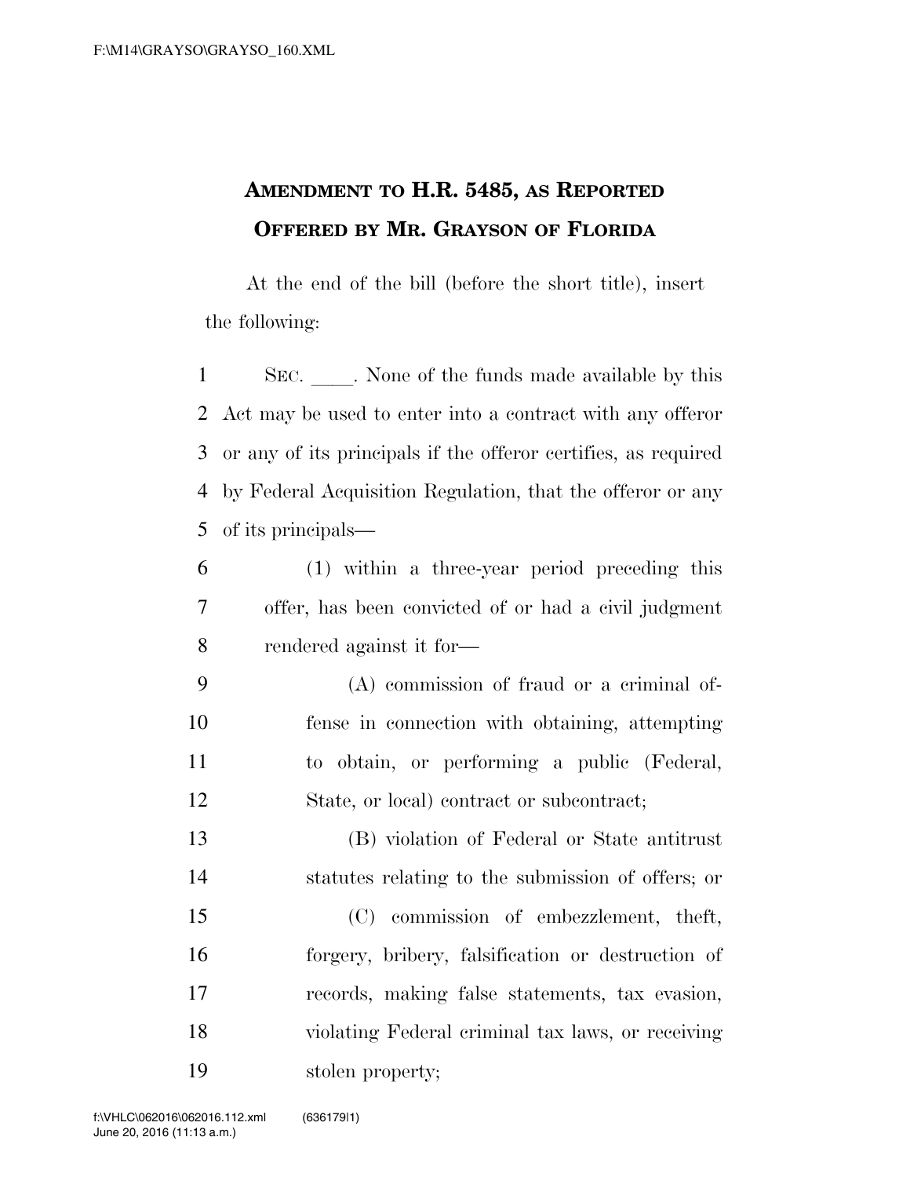# AMENDMENT TO H.R. 5485, AS REPORTED OFFERED BY MR. GRAYSON OF FLORIDA

At the end of the bill (before the short title), insert the following:

SEC. ____. None of the funds made available by this Act may be used to enter into a contract with any offeror or any of its principals if the offeror certifies, as required by Federal Acquisition Regulation, that the offeror or any of its principals—

(1) within a three-year period preceding this offer, has been convicted of or had a civil judgment rendered against it for—

(A) commission of fraud or a criminal offense in connection with obtaining, attempting to obtain, or performing a public (Federal, State, or local) contract or subcontract;

(B) violation of Federal or State antitrust statutes relating to the submission of offers; or

(C) commission of embezzlement, theft, forgery, bribery, falsification or destruction of records, making false statements, tax evasion, violating Federal criminal tax laws, or receiving stolen property;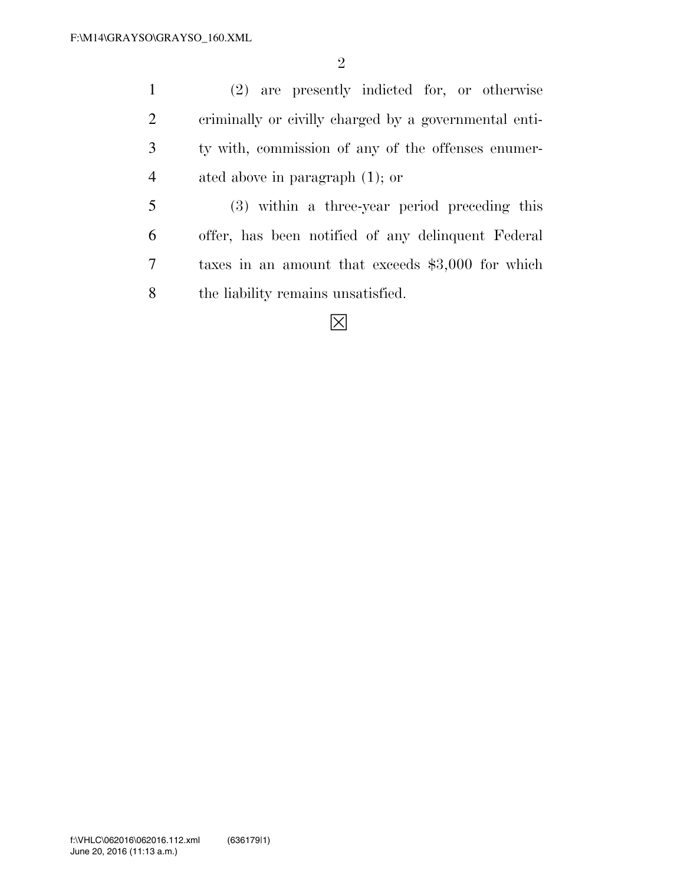(2) are presently indicted for, or otherwise criminally or civilly charged by a governmental entity with, commission of any of the offenses enumerated above in paragraph (1); or

(3) within a three-year period preceding this offer, has been notified of any delinquent Federal taxes in an amount that exceeds $3,000 for which the liability remains unsatisfied.